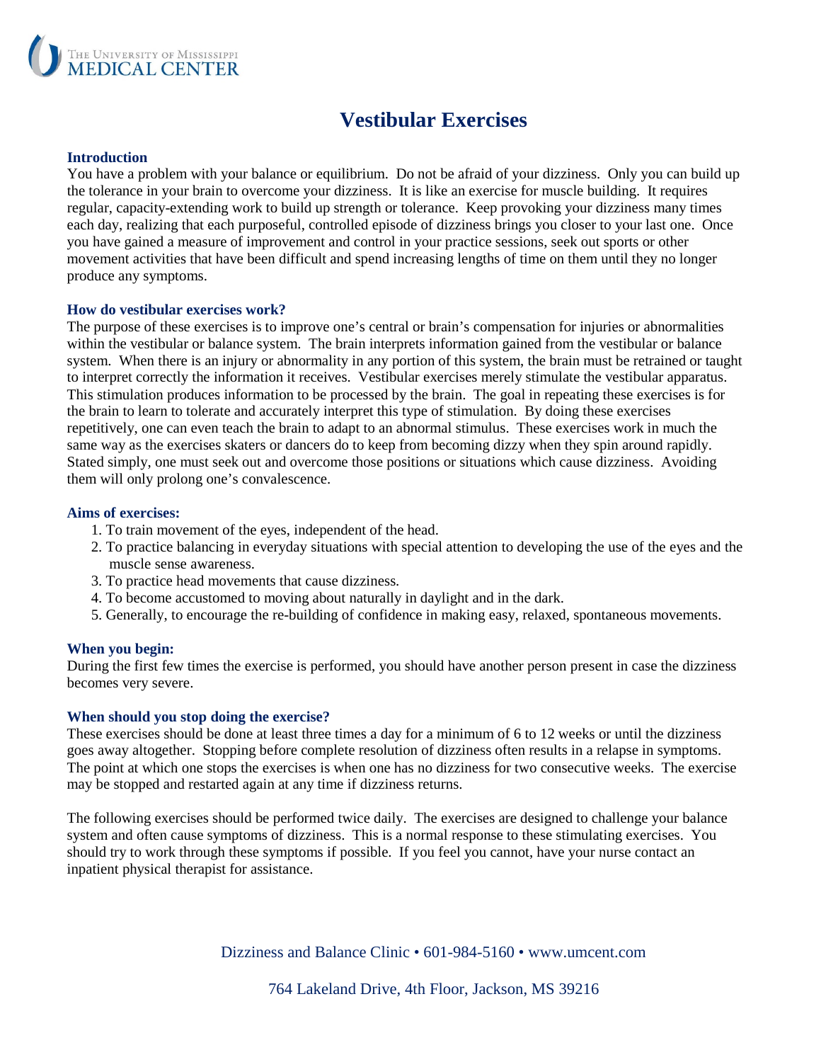# Vestibular Exercises

## Introduction

You have a problem with your balance or equilibrium. Do not be afraid of your dizziness. Only you can build up the tolerance in your brain to overcome your dizziness. It is like an exercise for muscle building. It requires regular, capacity-extending work to build up strength or tolerance. Keep provoking your dizziness many times each day, realizing that each purposeful, controlled episode of dizziness brings you closer to your last one. Once you have gained a measure of improvement and control in your practice sessions, seek out sports or other movement activities that have been difficult and spend increasing lengths of time on them until they no longer produce any symptoms.

## How do vestibular exercises work?

The purpose of these exercises is to improve one's central or brain's compensation for injuries or abnormalities within the vestibular or balance system. The brain interprets information gained from the vestibular or balance system. When there is an injury or abnormality in any portion of this system, the brain must be retrained or taught to interpret correctly the information it receives. Vestibular exercises merely stimulate the vestibular apparatus. This stimulation produces information to be processed by the brain. The goal in repeating these exercises is for the brain to learn to tolerate and accurately interpret this type of stimulation. By doing these exercises repetitively, one can even teach the brain to adapt to an abnormal stimulus. These exercises work in much the same way as the exercises skaters or dancers do to keep from becoming dizzy when they spin around rapidly. Stated simply, one must seek out and overcome those positions or situations which cause dizziness. Avoiding them will only prolong one's convalescence.

## Aims of exercises:

1. To train movement of the eyes, independent of the head.
2. To practice balancing in everyday situations with special attention to developing the use of the eyes and the muscle sense awareness.
3. To practice head movements that cause dizziness.
4. To become accustomed to moving about naturally in daylight and in the dark.
5. Generally, to encourage the re-building of confidence in making easy, relaxed, spontaneous movements.

## When you begin:

During the first few times the exercise is performed, you should have another person present in case the dizziness becomes very severe.

## When should you stop doing the exercise?

These exercises should be done at least three times a day for a minimum of 6 to 12 weeks or until the dizziness goes away altogether. Stopping before complete resolution of dizziness often results in a relapse in symptoms. The point at which one stops the exercises is when one has no dizziness for two consecutive weeks. The exercise may be stopped and restarted again at any time if dizziness returns.

The following exercises should be performed twice daily. The exercises are designed to challenge your balance system and often cause symptoms of dizziness. This is a normal response to these stimulating exercises. You should try to work through these symptoms if possible. If you feel you cannot, have your nurse contact an inpatient physical therapist for assistance.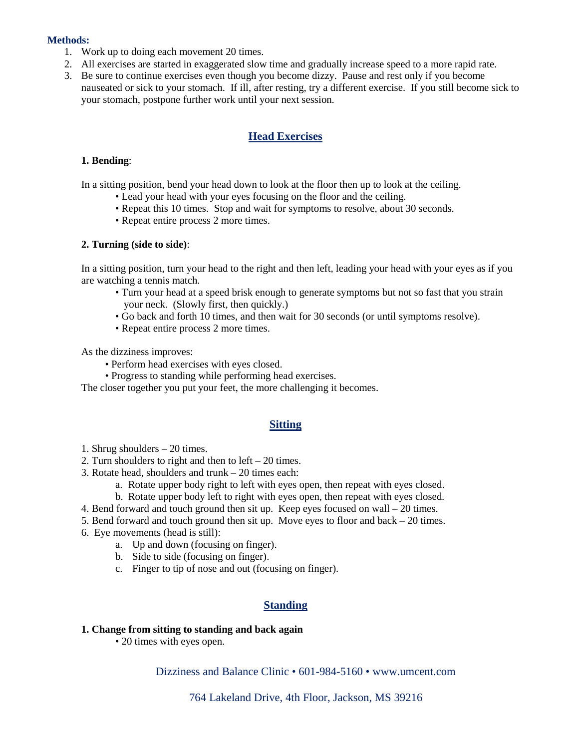**Methods:**

1. Work up to doing each movement 20 times.
2. All exercises are started in exaggerated slow time and gradually increase speed to a more rapid rate.
3. Be sure to continue exercises even though you become dizzy. Pause and rest only if you become nauseated or sick to your stomach. If ill, after resting, try a different exercise. If you still become sick to your stomach, postpone further work until your next session.

## Head Exercises

**1. Bending**:

In a sitting position, bend your head down to look at the floor then up to look at the ceiling.

- Lead your head with your eyes focusing on the floor and the ceiling.
- Repeat this 10 times. Stop and wait for symptoms to resolve, about 30 seconds.
- Repeat entire process 2 more times.

**2. Turning (side to side)**:

In a sitting position, turn your head to the right and then left, leading your head with your eyes as if you are watching a tennis match.

- Turn your head at a speed brisk enough to generate symptoms but not so fast that you strain your neck. (Slowly first, then quickly.)
- Go back and forth 10 times, and then wait for 30 seconds (or until symptoms resolve).
- Repeat entire process 2 more times.

As the dizziness improves:

- Perform head exercises with eyes closed.
- Progress to standing while performing head exercises.

The closer together you put your feet, the more challenging it becomes.

## Sitting

1. Shrug shoulders – 20 times.
2. Turn shoulders to right and then to left – 20 times.
3. Rotate head, shoulders and trunk – 20 times each:
   a. Rotate upper body right to left with eyes open, then repeat with eyes closed.
   b. Rotate upper body left to right with eyes open, then repeat with eyes closed.
4. Bend forward and touch ground then sit up. Keep eyes focused on wall – 20 times.
5. Bend forward and touch ground then sit up. Move eyes to floor and back – 20 times.
6. Eye movements (head is still):
   a. Up and down (focusing on finger).
   b. Side to side (focusing on finger).
   c. Finger to tip of nose and out (focusing on finger).

## Standing

**1. Change from sitting to standing and back again**

- 20 times with eyes open.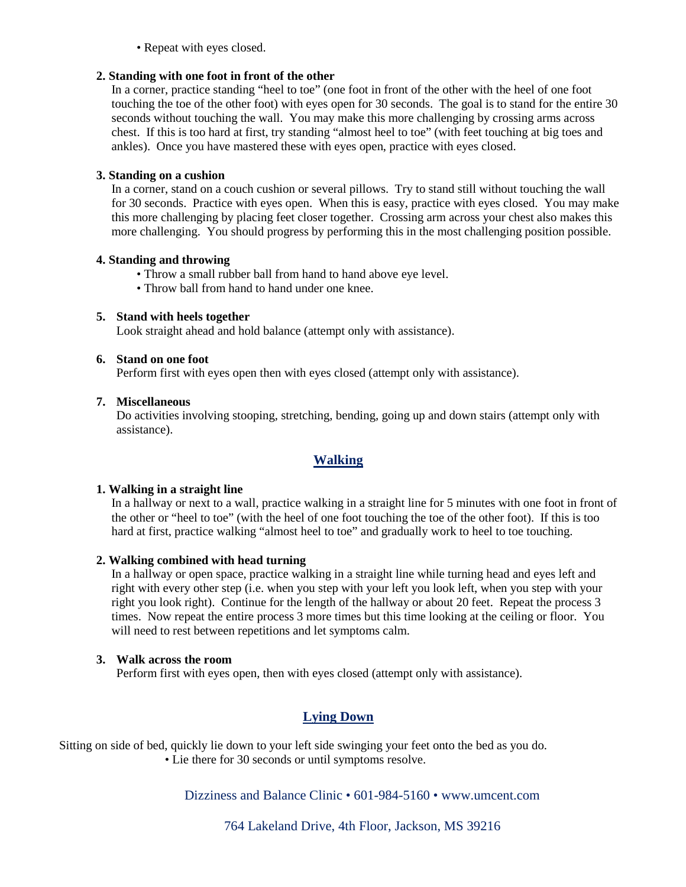- Repeat with eyes closed.

**2. Standing with one foot in front of the other**

In a corner, practice standing "heel to toe" (one foot in front of the other with the heel of one foot touching the toe of the other foot) with eyes open for 30 seconds. The goal is to stand for the entire 30 seconds without touching the wall. You may make this more challenging by crossing arms across chest. If this is too hard at first, try standing "almost heel to toe" (with feet touching at big toes and ankles). Once you have mastered these with eyes open, practice with eyes closed.

**3. Standing on a cushion**

In a corner, stand on a couch cushion or several pillows. Try to stand still without touching the wall for 30 seconds. Practice with eyes open. When this is easy, practice with eyes closed. You may make this more challenging by placing feet closer together. Crossing arm across your chest also makes this more challenging. You should progress by performing this in the most challenging position possible.

**4. Standing and throwing**

- Throw a small rubber ball from hand to hand above eye level.
- Throw ball from hand to hand under one knee.

**5. Stand with heels together**

Look straight ahead and hold balance (attempt only with assistance).

**6. Stand on one foot**

Perform first with eyes open then with eyes closed (attempt only with assistance).

**7. Miscellaneous**

Do activities involving stooping, stretching, bending, going up and down stairs (attempt only with assistance).

## Walking

**1. Walking in a straight line**

In a hallway or next to a wall, practice walking in a straight line for 5 minutes with one foot in front of the other or "heel to toe" (with the heel of one foot touching the toe of the other foot). If this is too hard at first, practice walking "almost heel to toe" and gradually work to heel to toe touching.

**2. Walking combined with head turning**

In a hallway or open space, practice walking in a straight line while turning head and eyes left and right with every other step (i.e. when you step with your left you look left, when you step with your right you look right). Continue for the length of the hallway or about 20 feet. Repeat the process 3 times. Now repeat the entire process 3 more times but this time looking at the ceiling or floor. You will need to rest between repetitions and let symptoms calm.

**3. Walk across the room**

Perform first with eyes open, then with eyes closed (attempt only with assistance).

## Lying Down

Sitting on side of bed, quickly lie down to your left side swinging your feet onto the bed as you do.

- Lie there for 30 seconds or until symptoms resolve.

Dizziness and Balance Clinic • 601-984-5160 • www.umcent.com

764 Lakeland Drive, 4th Floor, Jackson, MS 39216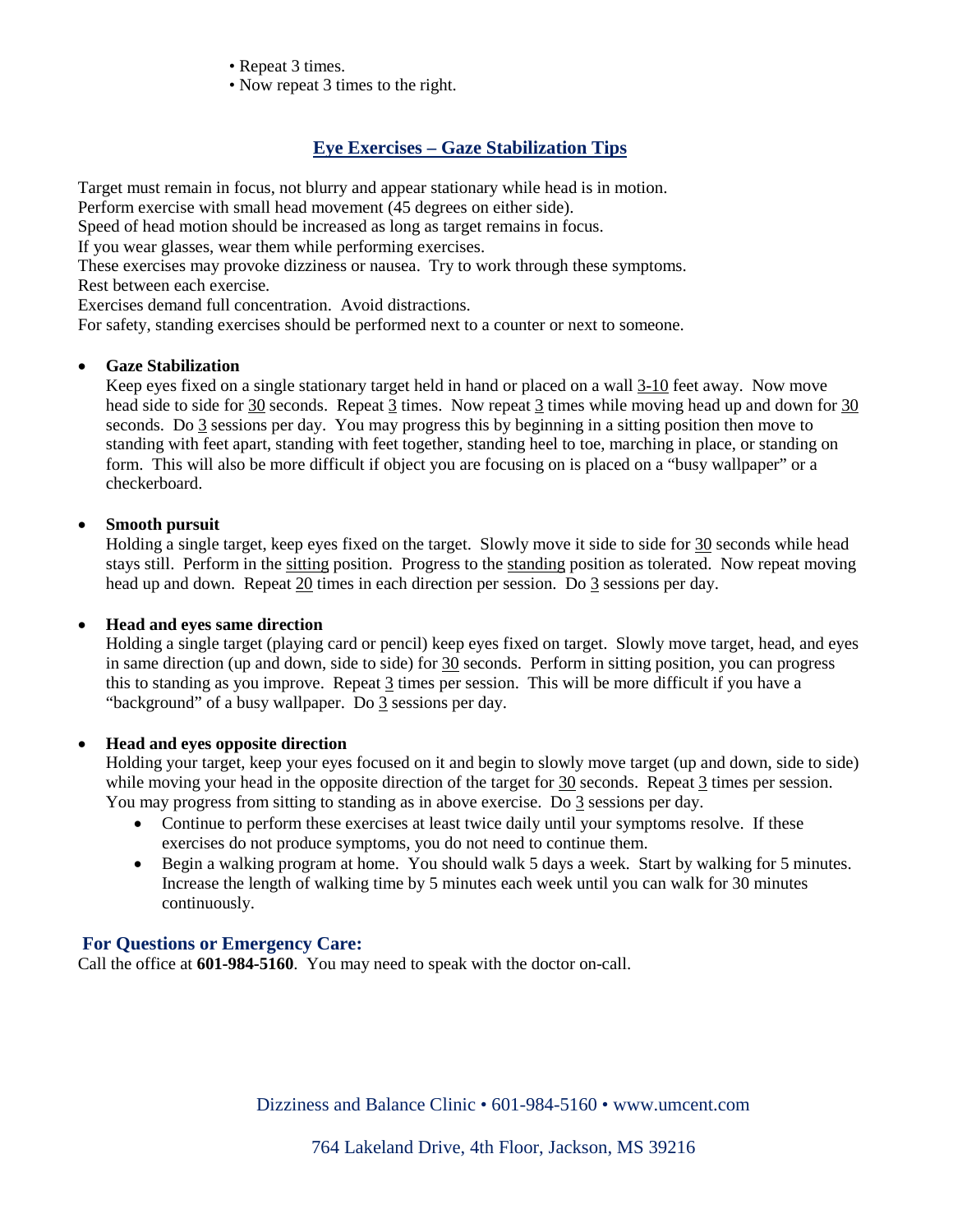- Repeat 3 times.
- Now repeat 3 times to the right.

## Eye Exercises – Gaze Stabilization Tips

Target must remain in focus, not blurry and appear stationary while head is in motion.
Perform exercise with small head movement (45 degrees on either side).
Speed of head motion should be increased as long as target remains in focus.
If you wear glasses, wear them while performing exercises.
These exercises may provoke dizziness or nausea. Try to work through these symptoms.
Rest between each exercise.
Exercises demand full concentration. Avoid distractions.
For safety, standing exercises should be performed next to a counter or next to someone.

- **Gaze Stabilization**
  Keep eyes fixed on a single stationary target held in hand or placed on a wall 3-10 feet away. Now move head side to side for 30 seconds. Repeat 3 times. Now repeat 3 times while moving head up and down for 30 seconds. Do 3 sessions per day. You may progress this by beginning in a sitting position then move to standing with feet apart, standing with feet together, standing heel to toe, marching in place, or standing on form. This will also be more difficult if object you are focusing on is placed on a "busy wallpaper" or a checkerboard.

- **Smooth pursuit**
  Holding a single target, keep eyes fixed on the target. Slowly move it side to side for 30 seconds while head stays still. Perform in the sitting position. Progress to the standing position as tolerated. Now repeat moving head up and down. Repeat 20 times in each direction per session. Do 3 sessions per day.

- **Head and eyes same direction**
  Holding a single target (playing card or pencil) keep eyes fixed on target. Slowly move target, head, and eyes in same direction (up and down, side to side) for 30 seconds. Perform in sitting position, you can progress this to standing as you improve. Repeat 3 times per session. This will be more difficult if you have a "background" of a busy wallpaper. Do 3 sessions per day.

- **Head and eyes opposite direction**
  Holding your target, keep your eyes focused on it and begin to slowly move target (up and down, side to side) while moving your head in the opposite direction of the target for 30 seconds. Repeat 3 times per session. You may progress from sitting to standing as in above exercise. Do 3 sessions per day.
  - Continue to perform these exercises at least twice daily until your symptoms resolve. If these exercises do not produce symptoms, you do not need to continue them.
  - Begin a walking program at home. You should walk 5 days a week. Start by walking for 5 minutes. Increase the length of walking time by 5 minutes each week until you can walk for 30 minutes continuously.

### For Questions or Emergency Care:

Call the office at **601-984-5160**. You may need to speak with the doctor on-call.